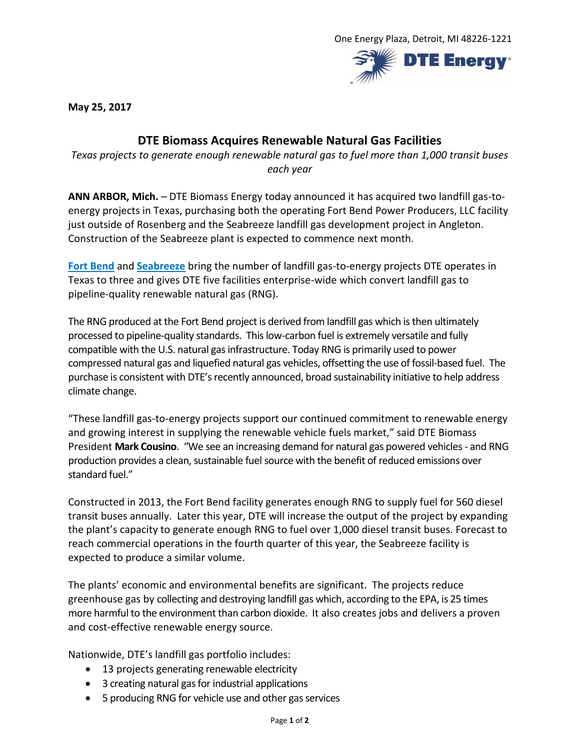One Energy Plaza, Detroit, MI 48226-1221

**May 25, 2017**

## DTE Biomass Acquires Renewable Natural Gas Facilities

*Texas projects to generate enough renewable natural gas to fuel more than 1,000 transit buses each year*

**ANN ARBOR, Mich.** – DTE Biomass Energy today announced it has acquired two landfill gas-to-energy projects in Texas, purchasing both the operating Fort Bend Power Producers, LLC facility just outside of Rosenberg and the Seabreeze landfill gas development project in Angleton. Construction of the Seabreeze plant is expected to commence next month.

**Fort Bend** and **Seabreeze** bring the number of landfill gas-to-energy projects DTE operates in Texas to three and gives DTE five facilities enterprise-wide which convert landfill gas to pipeline-quality renewable natural gas (RNG).

The RNG produced at the Fort Bend project is derived from landfill gas which is then ultimately processed to pipeline-quality standards. This low-carbon fuel is extremely versatile and fully compatible with the U.S. natural gas infrastructure. Today RNG is primarily used to power compressed natural gas and liquefied natural gas vehicles, offsetting the use of fossil-based fuel. The purchase is consistent with DTE's recently announced, broad sustainability initiative to help address climate change.

"These landfill gas-to-energy projects support our continued commitment to renewable energy and growing interest in supplying the renewable vehicle fuels market," said DTE Biomass President **Mark Cousino**. "We see an increasing demand for natural gas powered vehicles - and RNG production provides a clean, sustainable fuel source with the benefit of reduced emissions over standard fuel."

Constructed in 2013, the Fort Bend facility generates enough RNG to supply fuel for 560 diesel transit buses annually. Later this year, DTE will increase the output of the project by expanding the plant's capacity to generate enough RNG to fuel over 1,000 diesel transit buses. Forecast to reach commercial operations in the fourth quarter of this year, the Seabreeze facility is expected to produce a similar volume.

The plants' economic and environmental benefits are significant. The projects reduce greenhouse gas by collecting and destroying landfill gas which, according to the EPA, is 25 times more harmful to the environment than carbon dioxide. It also creates jobs and delivers a proven and cost-effective renewable energy source.

Nationwide, DTE's landfill gas portfolio includes:

- 13 projects generating renewable electricity
- 3 creating natural gas for industrial applications
- 5 producing RNG for vehicle use and other gas services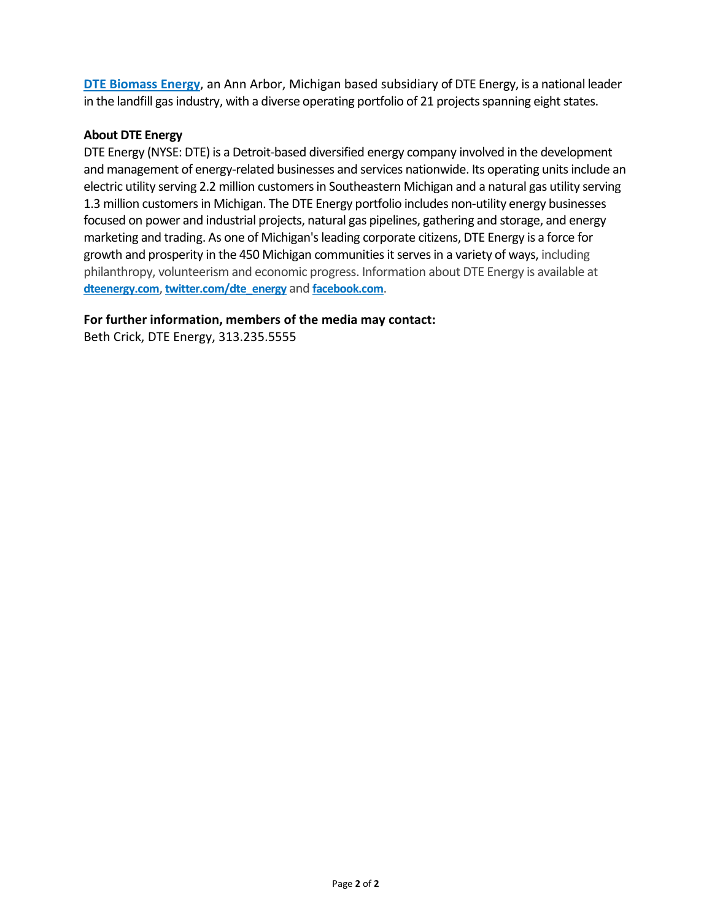**DTE Biomass Energy**, an Ann Arbor, Michigan based subsidiary of DTE Energy, is a national leader in the landfill gas industry, with a diverse operating portfolio of 21 projects spanning eight states.

**About DTE Energy**

DTE Energy (NYSE: DTE) is a Detroit-based diversified energy company involved in the development and management of energy-related businesses and services nationwide. Its operating units include an electric utility serving 2.2 million customers in Southeastern Michigan and a natural gas utility serving 1.3 million customers in Michigan. The DTE Energy portfolio includes non-utility energy businesses focused on power and industrial projects, natural gas pipelines, gathering and storage, and energy marketing and trading. As one of Michigan's leading corporate citizens, DTE Energy is a force for growth and prosperity in the 450 Michigan communities it serves in a variety of ways, including philanthropy, volunteerism and economic progress. Information about DTE Energy is available at **dteenergy.com**, **twitter.com/dte_energy** and **facebook.com**.

**For further information, members of the media may contact:**

Beth Crick, DTE Energy, 313.235.5555